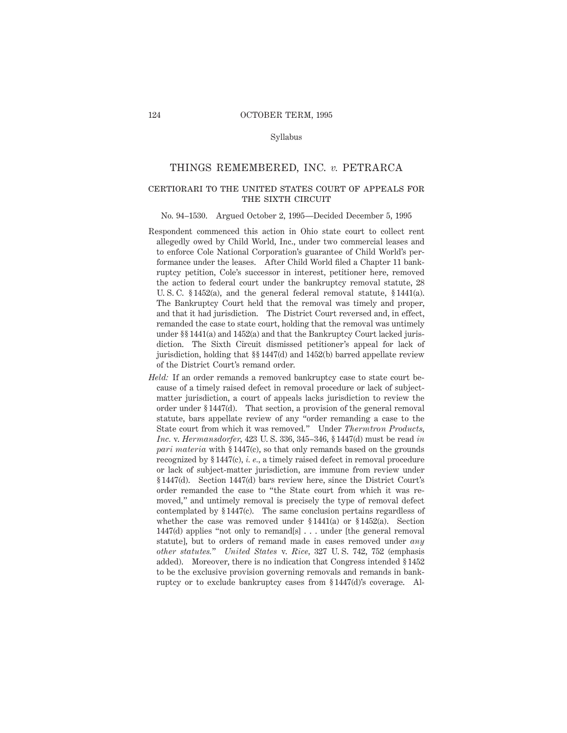Syllabus

# THINGS REMEMBERED, INC. *v.* PETRARCA

## CERTIORARI TO THE UNITED STATES COURT OF APPEALS FOR THE SIXTH CIRCUIT

No. 94–1530. Argued October 2, 1995—Decided December 5, 1995

Respondent commenced this action in Ohio state court to collect rent allegedly owed by Child World, Inc., under two commercial leases and to enforce Cole National Corporation's guarantee of Child World's performance under the leases. After Child World filed a Chapter 11 bankruptcy petition, Cole's successor in interest, petitioner here, removed the action to federal court under the bankruptcy removal statute, 28 U. S. C. § 1452(a), and the general federal removal statute, § 1441(a). The Bankruptcy Court held that the removal was timely and proper, and that it had jurisdiction. The District Court reversed and, in effect, remanded the case to state court, holding that the removal was untimely under §§ 1441(a) and 1452(a) and that the Bankruptcy Court lacked jurisdiction. The Sixth Circuit dismissed petitioner's appeal for lack of jurisdiction, holding that §§ 1447(d) and 1452(b) barred appellate review of the District Court's remand order.

*Held:* If an order remands a removed bankruptcy case to state court because of a timely raised defect in removal procedure or lack of subject-matter jurisdiction, a court of appeals lacks jurisdiction to review the order under § 1447(d). That section, a provision of the general removal statute, bars appellate review of any "order remanding a case to the State court from which it was removed." Under *Thermtron Products, Inc.* v. *Hermansdorfer*, 423 U. S. 336, 345–346, § 1447(d) must be read *in pari materia* with § 1447(c), so that only remands based on the grounds recognized by § 1447(c), *i. e.*, a timely raised defect in removal procedure or lack of subject-matter jurisdiction, are immune from review under § 1447(d). Section 1447(d) bars review here, since the District Court's order remanded the case to "the State court from which it was removed," and untimely removal is precisely the type of removal defect contemplated by § 1447(c). The same conclusion pertains regardless of whether the case was removed under § 1441(a) or § 1452(a). Section 1447(d) applies "not only to remand[s] . . . under [the general removal statute], but to orders of remand made in cases removed under *any other statutes.*" *United States* v. *Rice*, 327 U. S. 742, 752 (emphasis added). Moreover, there is no indication that Congress intended § 1452 to be the exclusive provision governing removals and remands in bankruptcy or to exclude bankruptcy cases from § 1447(d)'s coverage. Al-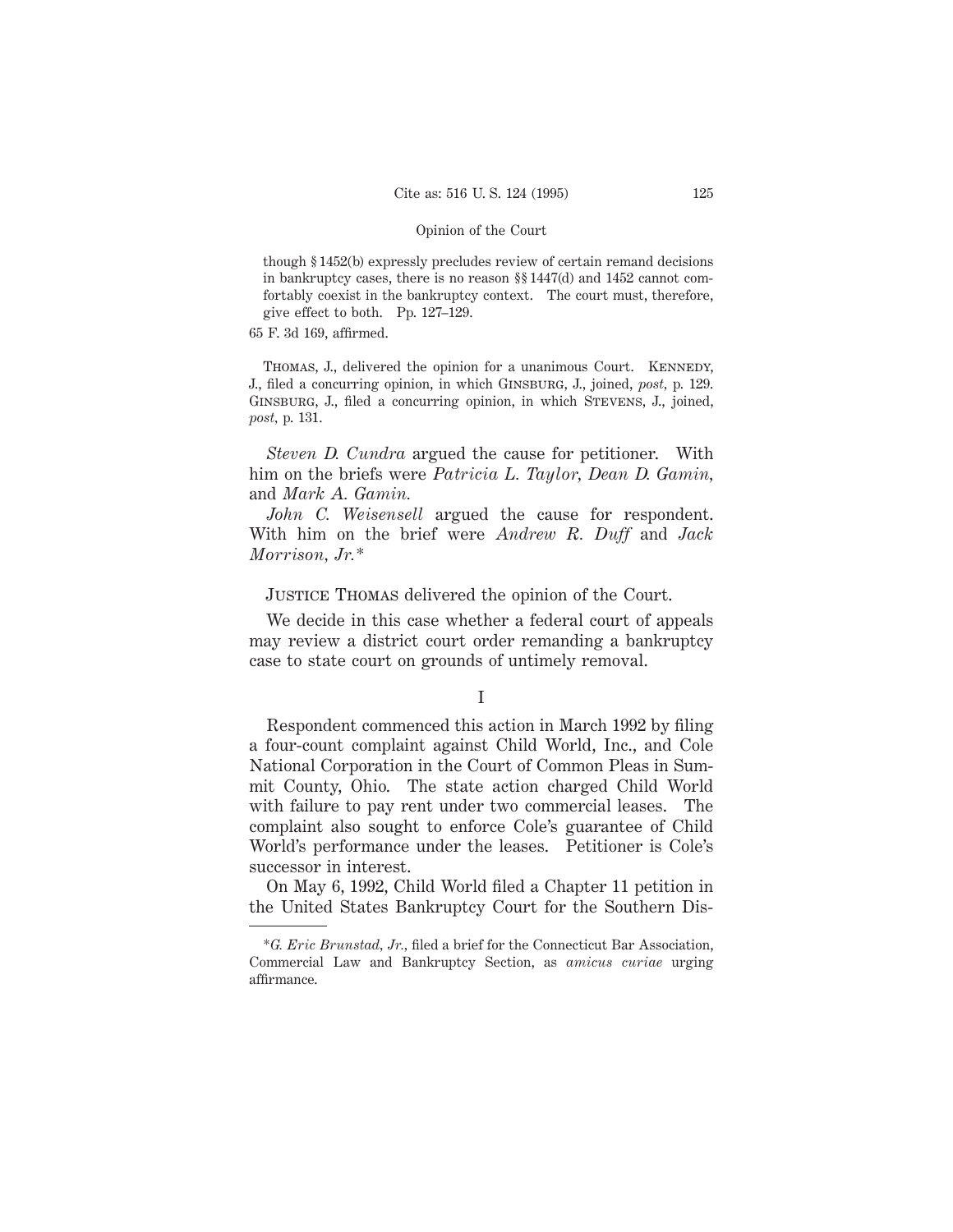though § 1452(b) expressly precludes review of certain remand decisions in bankruptcy cases, there is no reason §§ 1447(d) and 1452 cannot comfortably coexist in the bankruptcy context. The court must, therefore, give effect to both. Pp. 127–129.

65 F. 3d 169, affirmed.

Thomas, J., delivered the opinion for a unanimous Court. Kennedy, J., filed a concurring opinion, in which Ginsburg, J., joined, *post*, p. 129. Ginsburg, J., filed a concurring opinion, in which Stevens, J., joined, *post*, p. 131.

*Steven D. Cundra* argued the cause for petitioner. With him on the briefs were *Patricia L. Taylor*, *Dean D. Gamin*, and *Mark A. Gamin.*

*John C. Weisensell* argued the cause for respondent. With him on the brief were *Andrew R. Duff* and *Jack Morrison, Jr.*\*

Justice Thomas delivered the opinion of the Court.

We decide in this case whether a federal court of appeals may review a district court order remanding a bankruptcy case to state court on grounds of untimely removal.

## I

Respondent commenced this action in March 1992 by filing a four-count complaint against Child World, Inc., and Cole National Corporation in the Court of Common Pleas in Summit County, Ohio. The state action charged Child World with failure to pay rent under two commercial leases. The complaint also sought to enforce Cole's guarantee of Child World's performance under the leases. Petitioner is Cole's successor in interest.

On May 6, 1992, Child World filed a Chapter 11 petition in the United States Bankruptcy Court for the Southern Dis-

---

\**G. Eric Brunstad, Jr.*, filed a brief for the Connecticut Bar Association, Commercial Law and Bankruptcy Section, as *amicus curiae* urging affirmance.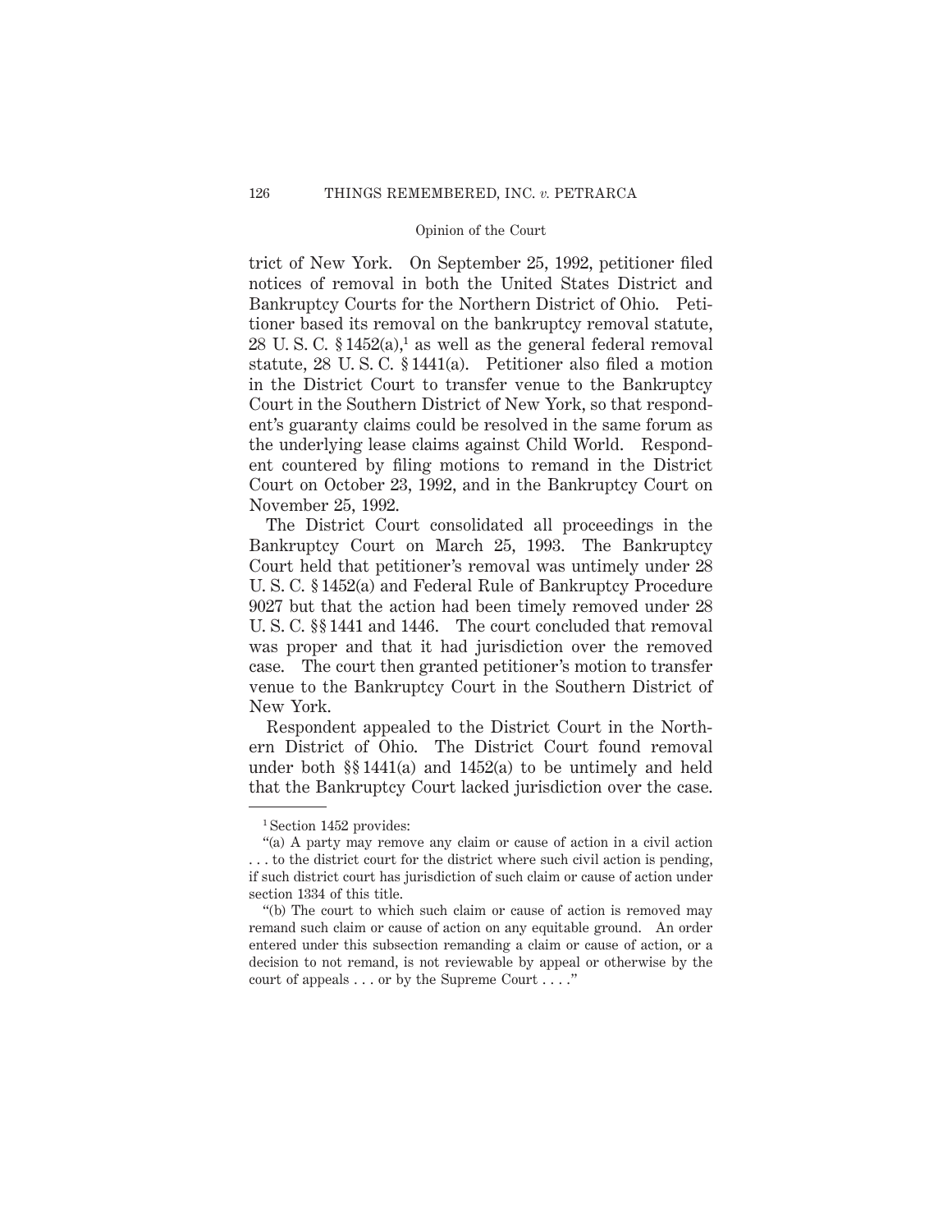trict of New York. On September 25, 1992, petitioner filed notices of removal in both the United States District and Bankruptcy Courts for the Northern District of Ohio. Petitioner based its removal on the bankruptcy removal statute, 28 U. S. C. § 1452(a),[1] as well as the general federal removal statute, 28 U. S. C. § 1441(a). Petitioner also filed a motion in the District Court to transfer venue to the Bankruptcy Court in the Southern District of New York, so that respondent's guaranty claims could be resolved in the same forum as the underlying lease claims against Child World. Respondent countered by filing motions to remand in the District Court on October 23, 1992, and in the Bankruptcy Court on November 25, 1992.

The District Court consolidated all proceedings in the Bankruptcy Court on March 25, 1993. The Bankruptcy Court held that petitioner's removal was untimely under 28 U. S. C. § 1452(a) and Federal Rule of Bankruptcy Procedure 9027 but that the action had been timely removed under 28 U. S. C. §§ 1441 and 1446. The court concluded that removal was proper and that it had jurisdiction over the removed case. The court then granted petitioner's motion to transfer venue to the Bankruptcy Court in the Southern District of New York.

Respondent appealed to the District Court in the Northern District of Ohio. The District Court found removal under both §§ 1441(a) and 1452(a) to be untimely and held that the Bankruptcy Court lacked jurisdiction over the case.

---

[1] Section 1452 provides:

"(a) A party may remove any claim or cause of action in a civil action . . . to the district court for the district where such civil action is pending, if such district court has jurisdiction of such claim or cause of action under section 1334 of this title.

"(b) The court to which such claim or cause of action is removed may remand such claim or cause of action on any equitable ground. An order entered under this subsection remanding a claim or cause of action, or a decision to not remand, is not reviewable by appeal or otherwise by the court of appeals . . . or by the Supreme Court . . . ."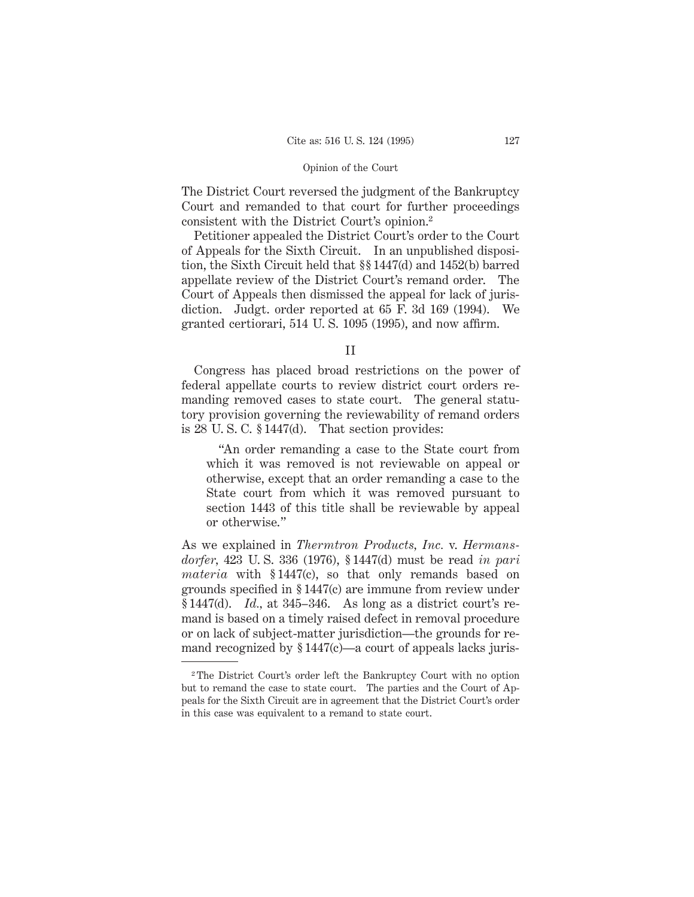The District Court reversed the judgment of the Bankruptcy Court and remanded to that court for further proceedings consistent with the District Court's opinion.[2]

Petitioner appealed the District Court's order to the Court of Appeals for the Sixth Circuit. In an unpublished disposition, the Sixth Circuit held that §§ 1447(d) and 1452(b) barred appellate review of the District Court's remand order. The Court of Appeals then dismissed the appeal for lack of jurisdiction. Judgt. order reported at 65 F. 3d 169 (1994). We granted certiorari, 514 U. S. 1095 (1995), and now affirm.

## II

Congress has placed broad restrictions on the power of federal appellate courts to review district court orders remanding removed cases to state court. The general statutory provision governing the reviewability of remand orders is 28 U. S. C. § 1447(d). That section provides:

> "An order remanding a case to the State court from which it was removed is not reviewable on appeal or otherwise, except that an order remanding a case to the State court from which it was removed pursuant to section 1443 of this title shall be reviewable by appeal or otherwise."

As we explained in *Thermtron Products, Inc.* v. *Hermansdorfer,* 423 U. S. 336 (1976), § 1447(d) must be read *in pari materia* with § 1447(c), so that only remands based on grounds specified in § 1447(c) are immune from review under § 1447(d). *Id.,* at 345–346. As long as a district court's remand is based on a timely raised defect in removal procedure or on lack of subject-matter jurisdiction—the grounds for remand recognized by § 1447(c)—a court of appeals lacks juris-

---

[2] The District Court's order left the Bankruptcy Court with no option but to remand the case to state court. The parties and the Court of Appeals for the Sixth Circuit are in agreement that the District Court's order in this case was equivalent to a remand to state court.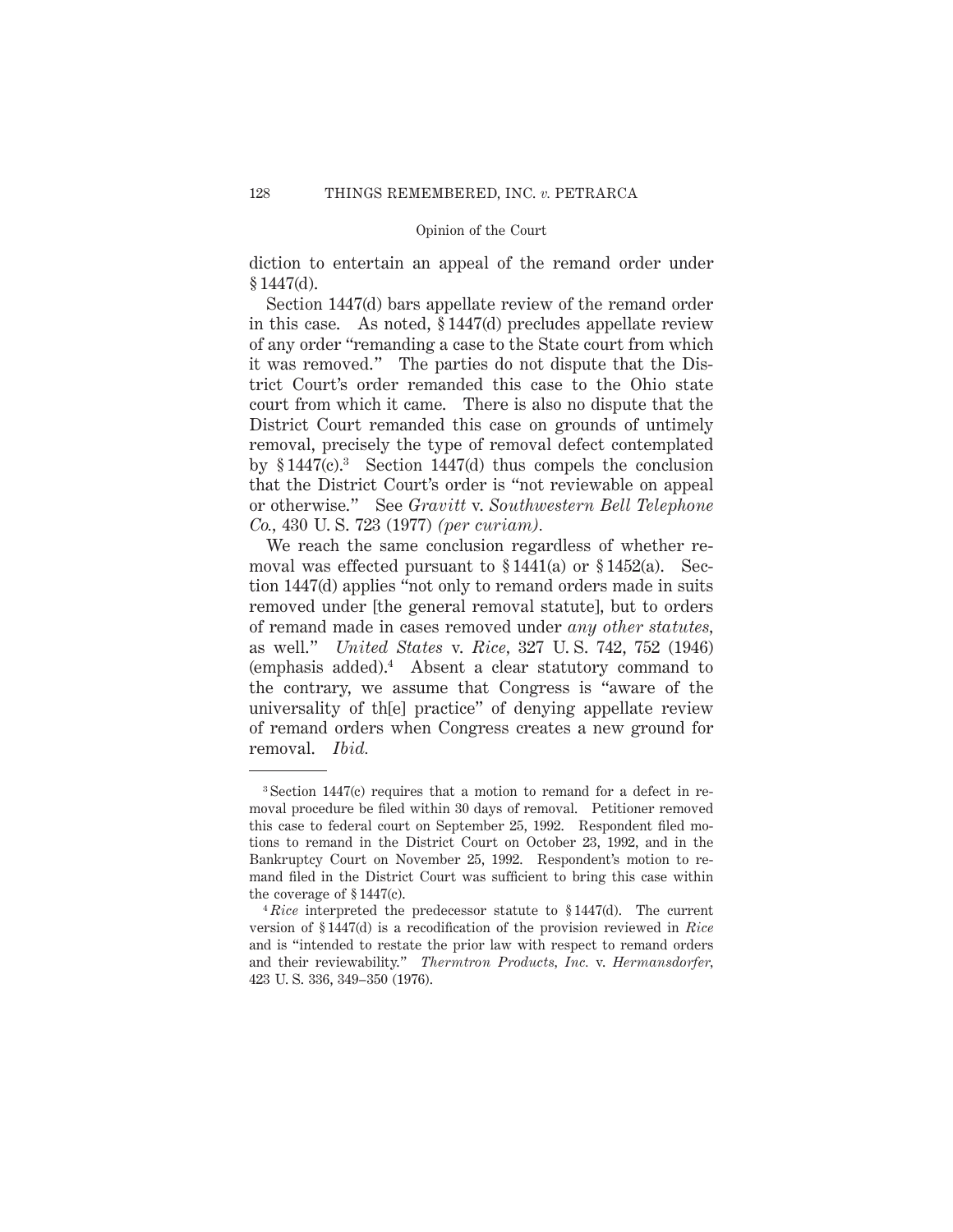diction to entertain an appeal of the remand order under § 1447(d).

Section 1447(d) bars appellate review of the remand order in this case. As noted, § 1447(d) precludes appellate review of any order "remanding a case to the State court from which it was removed." The parties do not dispute that the District Court's order remanded this case to the Ohio state court from which it came. There is also no dispute that the District Court remanded this case on grounds of untimely removal, precisely the type of removal defect contemplated by § 1447(c).[3] Section 1447(d) thus compels the conclusion that the District Court's order is "not reviewable on appeal or otherwise." See *Gravitt* v. *Southwestern Bell Telephone Co.*, 430 U. S. 723 (1977) *(per curiam).*

We reach the same conclusion regardless of whether removal was effected pursuant to § 1441(a) or § 1452(a). Section 1447(d) applies "not only to remand orders made in suits removed under [the general removal statute], but to orders of remand made in cases removed under *any other statutes*, as well." *United States* v. *Rice*, 327 U. S. 742, 752 (1946) (emphasis added).[4] Absent a clear statutory command to the contrary, we assume that Congress is "aware of the universality of th[e] practice" of denying appellate review of remand orders when Congress creates a new ground for removal. *Ibid.*

---

[3] Section 1447(c) requires that a motion to remand for a defect in removal procedure be filed within 30 days of removal. Petitioner removed this case to federal court on September 25, 1992. Respondent filed motions to remand in the District Court on October 23, 1992, and in the Bankruptcy Court on November 25, 1992. Respondent's motion to remand filed in the District Court was sufficient to bring this case within the coverage of § 1447(c).

[4] *Rice* interpreted the predecessor statute to § 1447(d). The current version of § 1447(d) is a recodification of the provision reviewed in *Rice* and is "intended to restate the prior law with respect to remand orders and their reviewability." *Thermtron Products, Inc.* v. *Hermansdorfer*, 423 U. S. 336, 349–350 (1976).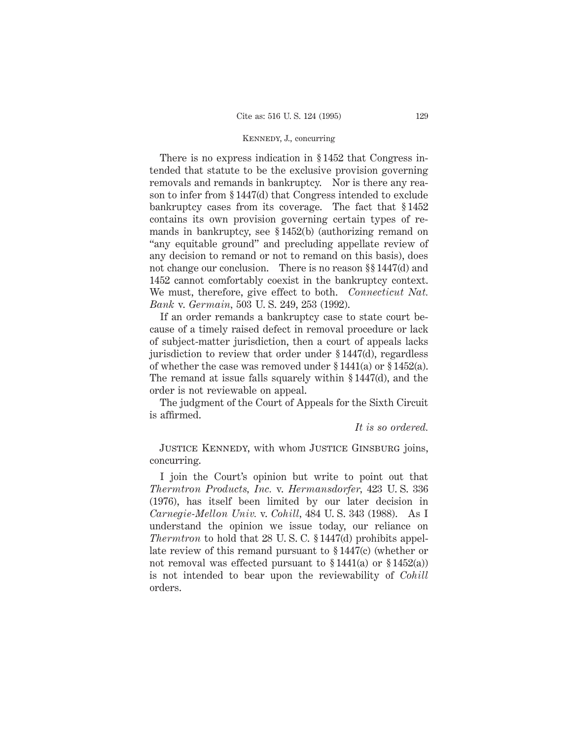There is no express indication in § 1452 that Congress intended that statute to be the exclusive provision governing removals and remands in bankruptcy. Nor is there any reason to infer from § 1447(d) that Congress intended to exclude bankruptcy cases from its coverage. The fact that § 1452 contains its own provision governing certain types of remands in bankruptcy, see § 1452(b) (authorizing remand on "any equitable ground" and precluding appellate review of any decision to remand or not to remand on this basis), does not change our conclusion. There is no reason §§ 1447(d) and 1452 cannot comfortably coexist in the bankruptcy context. We must, therefore, give effect to both. *Connecticut Nat. Bank* v. *Germain,* 503 U. S. 249, 253 (1992).

If an order remands a bankruptcy case to state court because of a timely raised defect in removal procedure or lack of subject-matter jurisdiction, then a court of appeals lacks jurisdiction to review that order under § 1447(d), regardless of whether the case was removed under § 1441(a) or § 1452(a). The remand at issue falls squarely within § 1447(d), and the order is not reviewable on appeal.

The judgment of the Court of Appeals for the Sixth Circuit is affirmed.

*It is so ordered.*

Justice Kennedy, with whom Justice Ginsburg joins, concurring.

I join the Court's opinion but write to point out that *Thermtron Products, Inc.* v. *Hermansdorfer,* 423 U. S. 336 (1976), has itself been limited by our later decision in *Carnegie-Mellon Univ.* v. *Cohill,* 484 U. S. 343 (1988). As I understand the opinion we issue today, our reliance on *Thermtron* to hold that 28 U. S. C. § 1447(d) prohibits appellate review of this remand pursuant to § 1447(c) (whether or not removal was effected pursuant to § 1441(a) or § 1452(a)) is not intended to bear upon the reviewability of *Cohill* orders.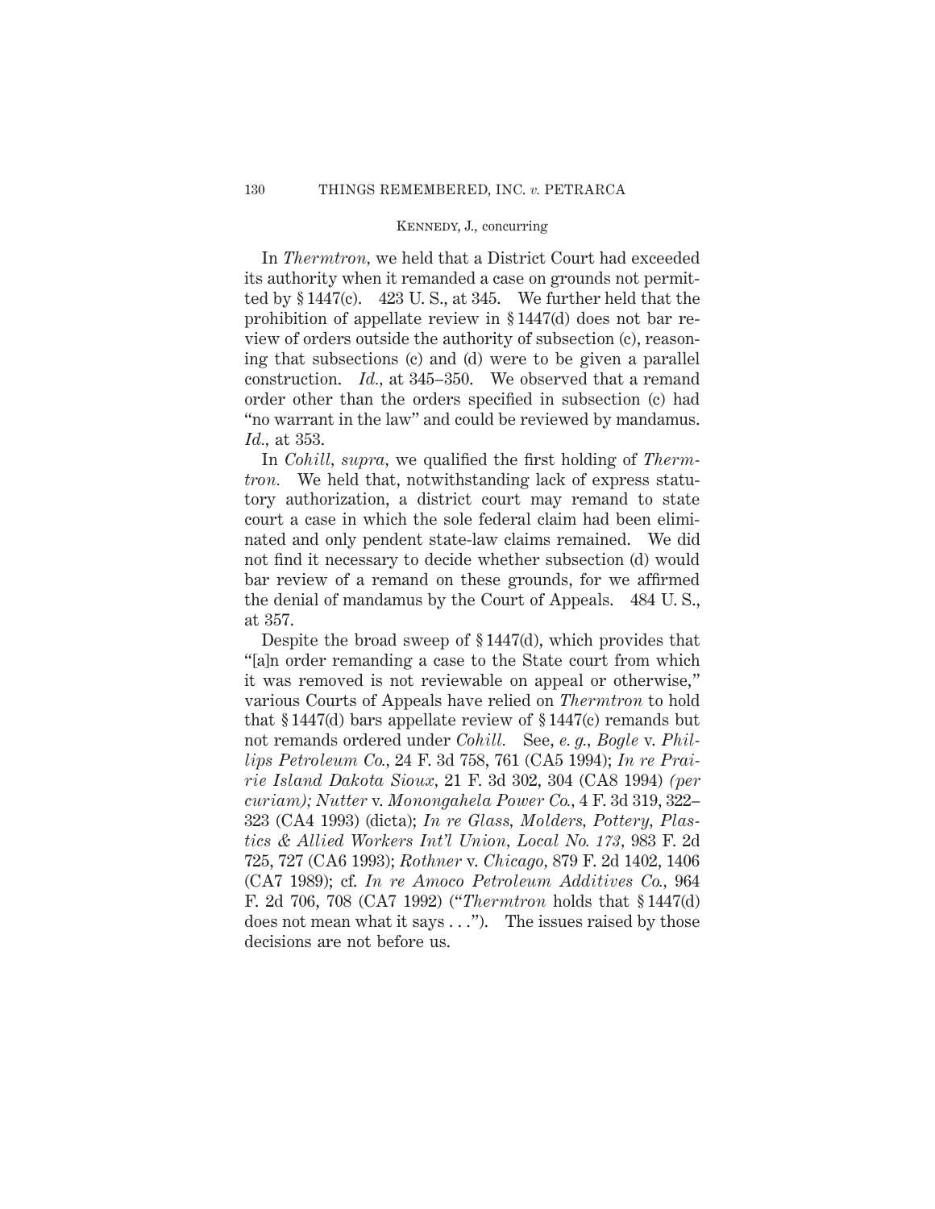In *Thermtron,* we held that a District Court had exceeded its authority when it remanded a case on grounds not permitted by § 1447(c). 423 U. S., at 345. We further held that the prohibition of appellate review in § 1447(d) does not bar review of orders outside the authority of subsection (c), reasoning that subsections (c) and (d) were to be given a parallel construction. *Id.,* at 345–350. We observed that a remand order other than the orders specified in subsection (c) had "no warrant in the law" and could be reviewed by mandamus. *Id.,* at 353.

In *Cohill, supra,* we qualified the first holding of *Thermtron.* We held that, notwithstanding lack of express statutory authorization, a district court may remand to state court a case in which the sole federal claim had been eliminated and only pendent state-law claims remained. We did not find it necessary to decide whether subsection (d) would bar review of a remand on these grounds, for we affirmed the denial of mandamus by the Court of Appeals. 484 U. S., at 357.

Despite the broad sweep of § 1447(d), which provides that "[a]n order remanding a case to the State court from which it was removed is not reviewable on appeal or otherwise," various Courts of Appeals have relied on *Thermtron* to hold that § 1447(d) bars appellate review of § 1447(c) remands but not remands ordered under *Cohill.* See, *e. g., Bogle* v. *Phillips Petroleum Co.,* 24 F. 3d 758, 761 (CA5 1994); *In re Prairie Island Dakota Sioux,* 21 F. 3d 302, 304 (CA8 1994) *(per curiam); Nutter* v. *Monongahela Power Co.,* 4 F. 3d 319, 322–323 (CA4 1993) (dicta); *In re Glass, Molders, Pottery, Plastics & Allied Workers Int'l Union, Local No. 173,* 983 F. 2d 725, 727 (CA6 1993); *Rothner* v. *Chicago,* 879 F. 2d 1402, 1406 (CA7 1989); cf. *In re Amoco Petroleum Additives Co.,* 964 F. 2d 706, 708 (CA7 1992) ("*Thermtron* holds that § 1447(d) does not mean what it says . . ."). The issues raised by those decisions are not before us.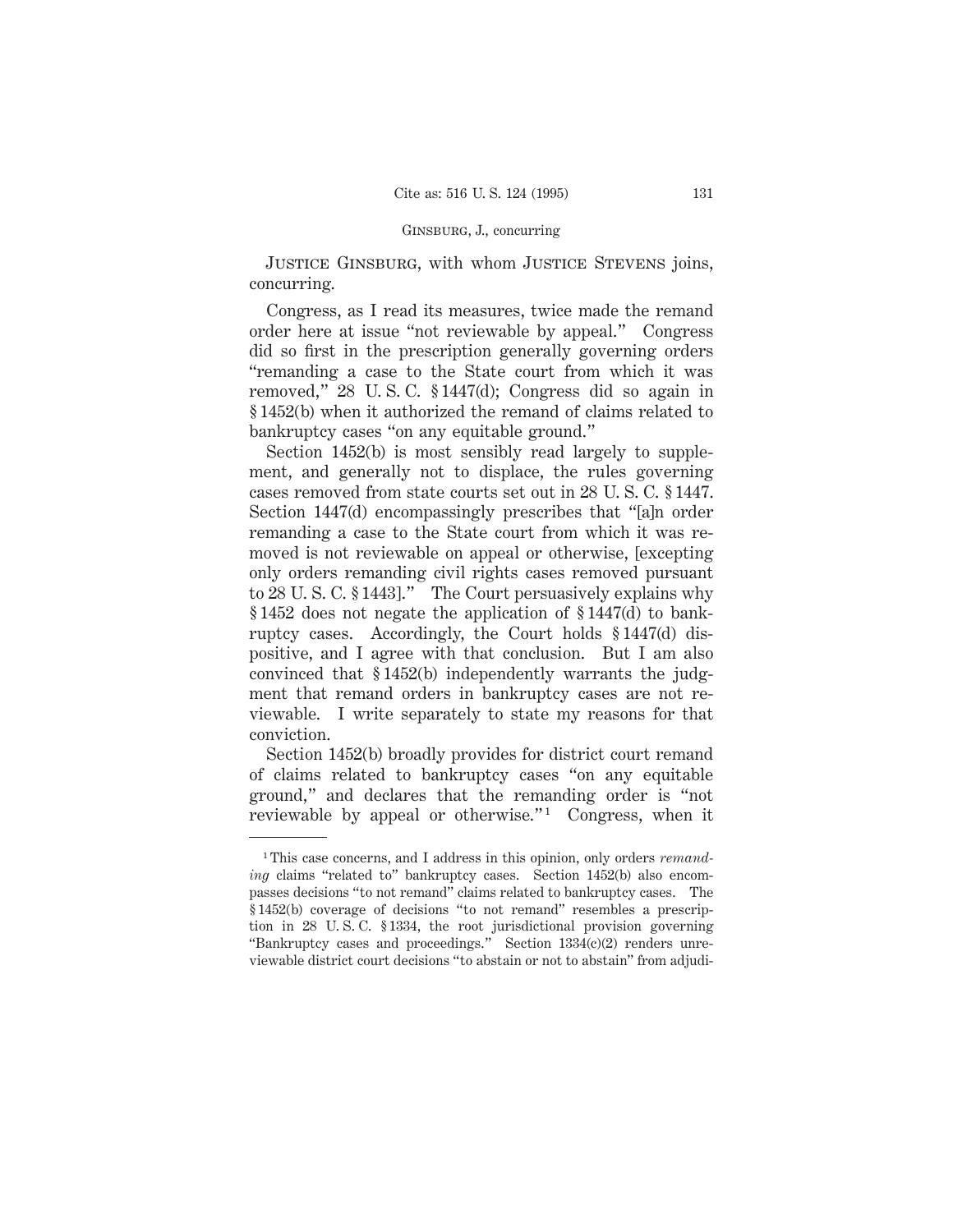Justice Ginsburg, with whom Justice Stevens joins, concurring.

Congress, as I read its measures, twice made the remand order here at issue "not reviewable by appeal." Congress did so first in the prescription generally governing orders "remanding a case to the State court from which it was removed," 28 U. S. C. § 1447(d); Congress did so again in § 1452(b) when it authorized the remand of claims related to bankruptcy cases "on any equitable ground."

Section 1452(b) is most sensibly read largely to supplement, and generally not to displace, the rules governing cases removed from state courts set out in 28 U. S. C. § 1447. Section 1447(d) encompassingly prescribes that "[a]n order remanding a case to the State court from which it was removed is not reviewable on appeal or otherwise, [excepting only orders remanding civil rights cases removed pursuant to 28 U. S. C. § 1443]." The Court persuasively explains why § 1452 does not negate the application of § 1447(d) to bankruptcy cases. Accordingly, the Court holds § 1447(d) dispositive, and I agree with that conclusion. But I am also convinced that § 1452(b) independently warrants the judgment that remand orders in bankruptcy cases are not reviewable. I write separately to state my reasons for that conviction.

Section 1452(b) broadly provides for district court remand of claims related to bankruptcy cases "on any equitable ground," and declares that the remanding order is "not reviewable by appeal or otherwise."[1] Congress, when it

---

[1] This case concerns, and I address in this opinion, only orders *remanding* claims "related to" bankruptcy cases. Section 1452(b) also encompasses decisions "to not remand" claims related to bankruptcy cases. The § 1452(b) coverage of decisions "to not remand" resembles a prescription in 28 U. S. C. § 1334, the root jurisdictional provision governing "Bankruptcy cases and proceedings." Section 1334(c)(2) renders unreviewable district court decisions "to abstain or not to abstain" from adjudi-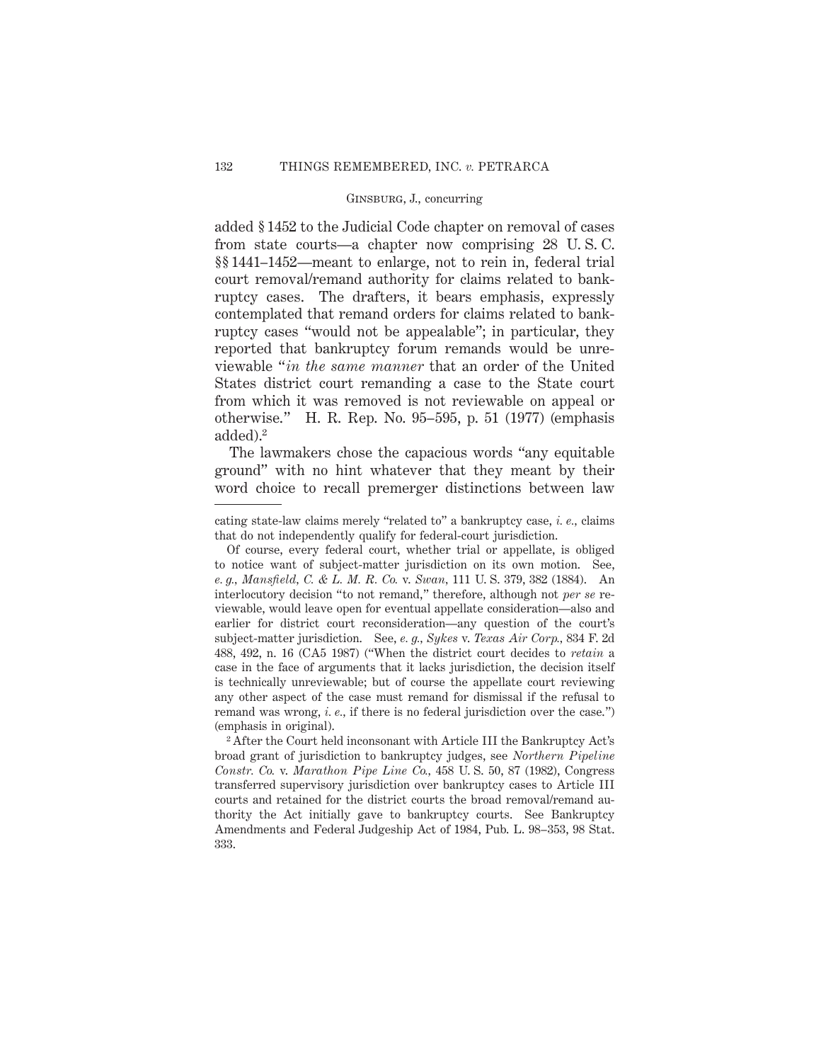added § 1452 to the Judicial Code chapter on removal of cases from state courts—a chapter now comprising 28 U. S. C. §§ 1441–1452—meant to enlarge, not to rein in, federal trial court removal/remand authority for claims related to bankruptcy cases. The drafters, it bears emphasis, expressly contemplated that remand orders for claims related to bankruptcy cases "would not be appealable"; in particular, they reported that bankruptcy forum remands would be unreviewable "*in the same manner* that an order of the United States district court remanding a case to the State court from which it was removed is not reviewable on appeal or otherwise." H. R. Rep. No. 95–595, p. 51 (1977) (emphasis added).[2]

The lawmakers chose the capacious words "any equitable ground" with no hint whatever that they meant by their word choice to recall premerger distinctions between law

---

cating state-law claims merely "related to" a bankruptcy case, *i. e.,* claims that do not independently qualify for federal-court jurisdiction.

Of course, every federal court, whether trial or appellate, is obliged to notice want of subject-matter jurisdiction on its own motion. See, *e. g., Mansfield, C. & L. M. R. Co.* v. *Swan,* 111 U. S. 379, 382 (1884). An interlocutory decision "to not remand," therefore, although not *per se* reviewable, would leave open for eventual appellate consideration—also and earlier for district court reconsideration—any question of the court's subject-matter jurisdiction. See, *e. g., Sykes* v. *Texas Air Corp.,* 834 F. 2d 488, 492, n. 16 (CA5 1987) ("When the district court decides to *retain* a case in the face of arguments that it lacks jurisdiction, the decision itself is technically unreviewable; but of course the appellate court reviewing any other aspect of the case must remand for dismissal if the refusal to remand was wrong, *i. e.,* if there is no federal jurisdiction over the case.") (emphasis in original).

[2] After the Court held inconsonant with Article III the Bankruptcy Act's broad grant of jurisdiction to bankruptcy judges, see *Northern Pipeline Constr. Co.* v. *Marathon Pipe Line Co.,* 458 U. S. 50, 87 (1982), Congress transferred supervisory jurisdiction over bankruptcy cases to Article III courts and retained for the district courts the broad removal/remand authority the Act initially gave to bankruptcy courts. See Bankruptcy Amendments and Federal Judgeship Act of 1984, Pub. L. 98–353, 98 Stat. 333.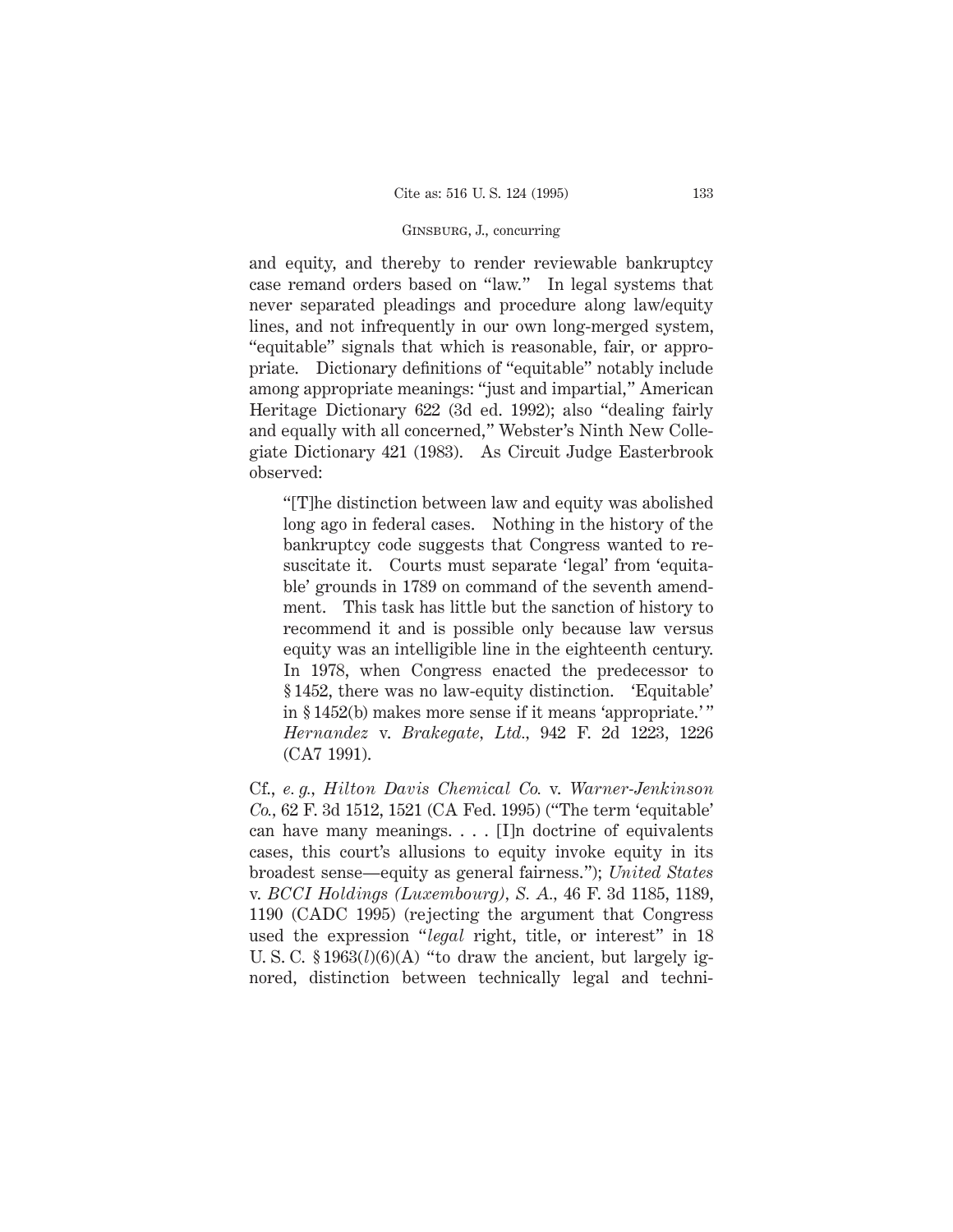and equity, and thereby to render reviewable bankruptcy case remand orders based on "law." In legal systems that never separated pleadings and procedure along law/equity lines, and not infrequently in our own long-merged system, "equitable" signals that which is reasonable, fair, or appropriate. Dictionary definitions of "equitable" notably include among appropriate meanings: "just and impartial," American Heritage Dictionary 622 (3d ed. 1992); also "dealing fairly and equally with all concerned," Webster's Ninth New Collegiate Dictionary 421 (1983). As Circuit Judge Easterbrook observed:

> "[T]he distinction between law and equity was abolished long ago in federal cases. Nothing in the history of the bankruptcy code suggests that Congress wanted to resuscitate it. Courts must separate 'legal' from 'equitable' grounds in 1789 on command of the seventh amendment. This task has little but the sanction of history to recommend it and is possible only because law versus equity was an intelligible line in the eighteenth century. In 1978, when Congress enacted the predecessor to § 1452, there was no law-equity distinction. 'Equitable' in § 1452(b) makes more sense if it means 'appropriate.'" *Hernandez* v. *Brakegate, Ltd.*, 942 F. 2d 1223, 1226 (CA7 1991).

Cf., *e. g., Hilton Davis Chemical Co.* v. *Warner-Jenkinson Co.*, 62 F. 3d 1512, 1521 (CA Fed. 1995) ("The term 'equitable' can have many meanings. . . . [I]n doctrine of equivalents cases, this court's allusions to equity invoke equity in its broadest sense—equity as general fairness."); *United States* v. *BCCI Holdings (Luxembourg), S. A.*, 46 F. 3d 1185, 1189, 1190 (CADC 1995) (rejecting the argument that Congress used the expression "*legal* right, title, or interest" in 18 U. S. C. § 1963(*l*)(6)(A) "to draw the ancient, but largely ignored, distinction between technically legal and techni-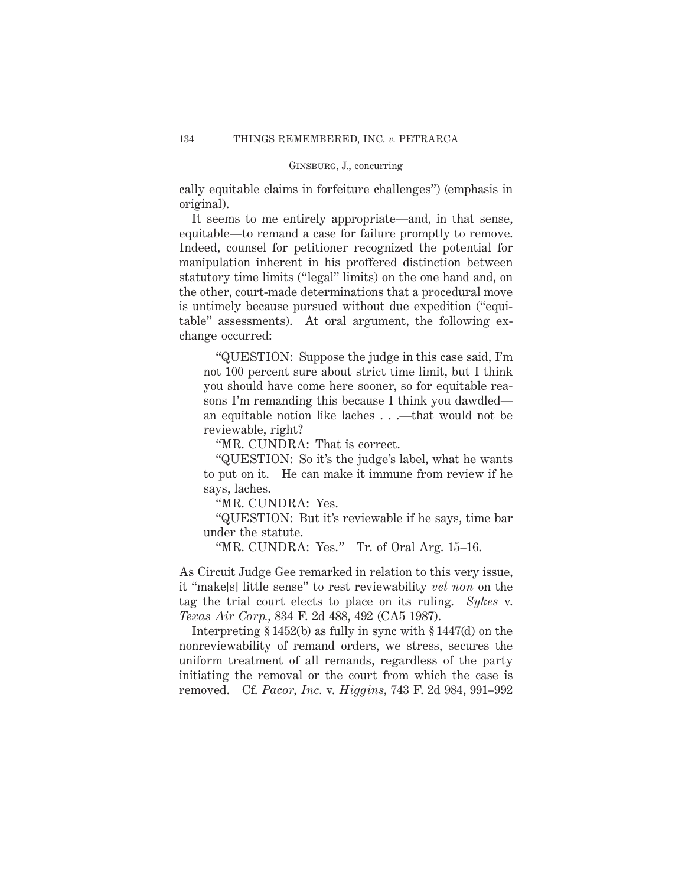cally equitable claims in forfeiture challenges") (emphasis in original).

It seems to me entirely appropriate—and, in that sense, equitable—to remand a case for failure promptly to remove. Indeed, counsel for petitioner recognized the potential for manipulation inherent in his proffered distinction between statutory time limits ("legal" limits) on the one hand and, on the other, court-made determinations that a procedural move is untimely because pursued without due expedition ("equitable" assessments). At oral argument, the following exchange occurred:

> "QUESTION: Suppose the judge in this case said, I'm not 100 percent sure about strict time limit, but I think you should have come here sooner, so for equitable reasons I'm remanding this because I think you dawdled—an equitable notion like laches . . .—that would not be reviewable, right?
>
> "MR. CUNDRA: That is correct.
>
> "QUESTION: So it's the judge's label, what he wants to put on it. He can make it immune from review if he says, laches.
>
> "MR. CUNDRA: Yes.
>
> "QUESTION: But it's reviewable if he says, time bar under the statute.
>
> "MR. CUNDRA: Yes." Tr. of Oral Arg. 15–16.

As Circuit Judge Gee remarked in relation to this very issue, it "make[s] little sense" to rest reviewability *vel non* on the tag the trial court elects to place on its ruling. *Sykes* v. *Texas Air Corp.*, 834 F. 2d 488, 492 (CA5 1987).

Interpreting § 1452(b) as fully in sync with § 1447(d) on the nonreviewability of remand orders, we stress, secures the uniform treatment of all remands, regardless of the party initiating the removal or the court from which the case is removed. Cf. *Pacor, Inc.* v. *Higgins*, 743 F. 2d 984, 991–992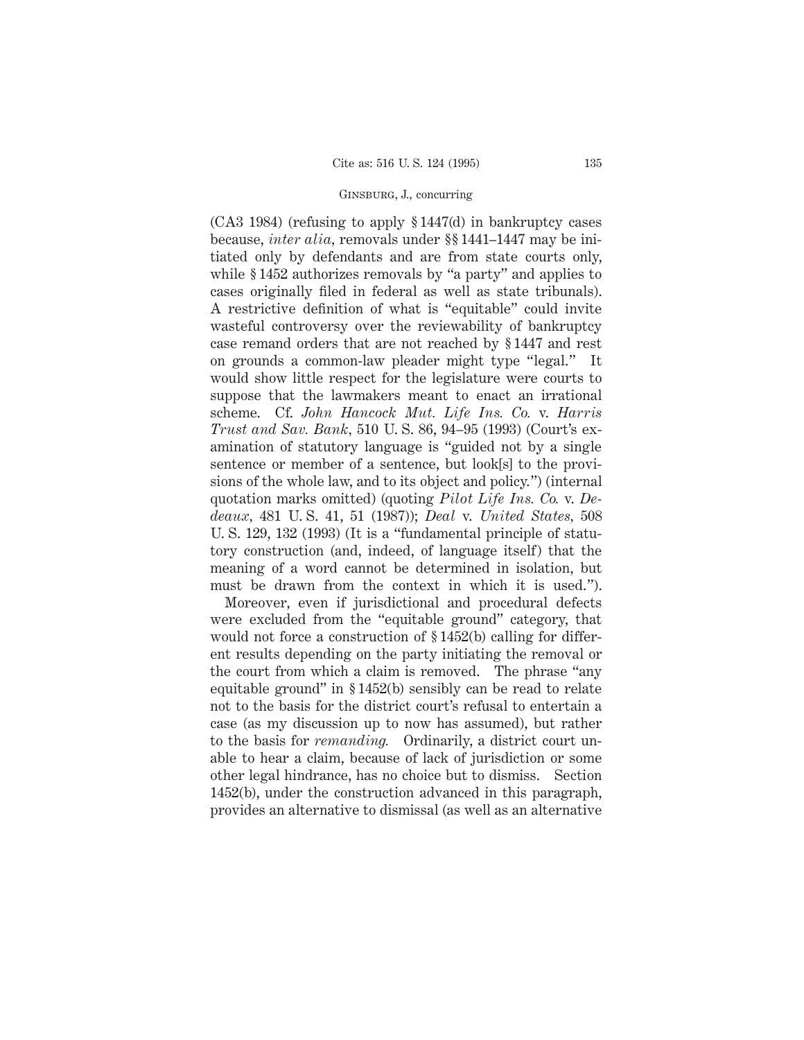(CA3 1984) (refusing to apply § 1447(d) in bankruptcy cases because, *inter alia*, removals under §§ 1441–1447 may be initiated only by defendants and are from state courts only, while § 1452 authorizes removals by "a party" and applies to cases originally filed in federal as well as state tribunals). A restrictive definition of what is "equitable" could invite wasteful controversy over the reviewability of bankruptcy case remand orders that are not reached by § 1447 and rest on grounds a common-law pleader might type "legal." It would show little respect for the legislature were courts to suppose that the lawmakers meant to enact an irrational scheme. Cf. *John Hancock Mut. Life Ins. Co.* v. *Harris Trust and Sav. Bank*, 510 U. S. 86, 94–95 (1993) (Court's examination of statutory language is "guided not by a single sentence or member of a sentence, but look[s] to the provisions of the whole law, and to its object and policy.") (internal quotation marks omitted) (quoting *Pilot Life Ins. Co.* v. *Dedeaux*, 481 U. S. 41, 51 (1987)); *Deal* v. *United States*, 508 U. S. 129, 132 (1993) (It is a "fundamental principle of statutory construction (and, indeed, of language itself) that the meaning of a word cannot be determined in isolation, but must be drawn from the context in which it is used.").

Moreover, even if jurisdictional and procedural defects were excluded from the "equitable ground" category, that would not force a construction of § 1452(b) calling for different results depending on the party initiating the removal or the court from which a claim is removed. The phrase "any equitable ground" in § 1452(b) sensibly can be read to relate not to the basis for the district court's refusal to entertain a case (as my discussion up to now has assumed), but rather to the basis for *remanding.* Ordinarily, a district court unable to hear a claim, because of lack of jurisdiction or some other legal hindrance, has no choice but to dismiss. Section 1452(b), under the construction advanced in this paragraph, provides an alternative to dismissal (as well as an alternative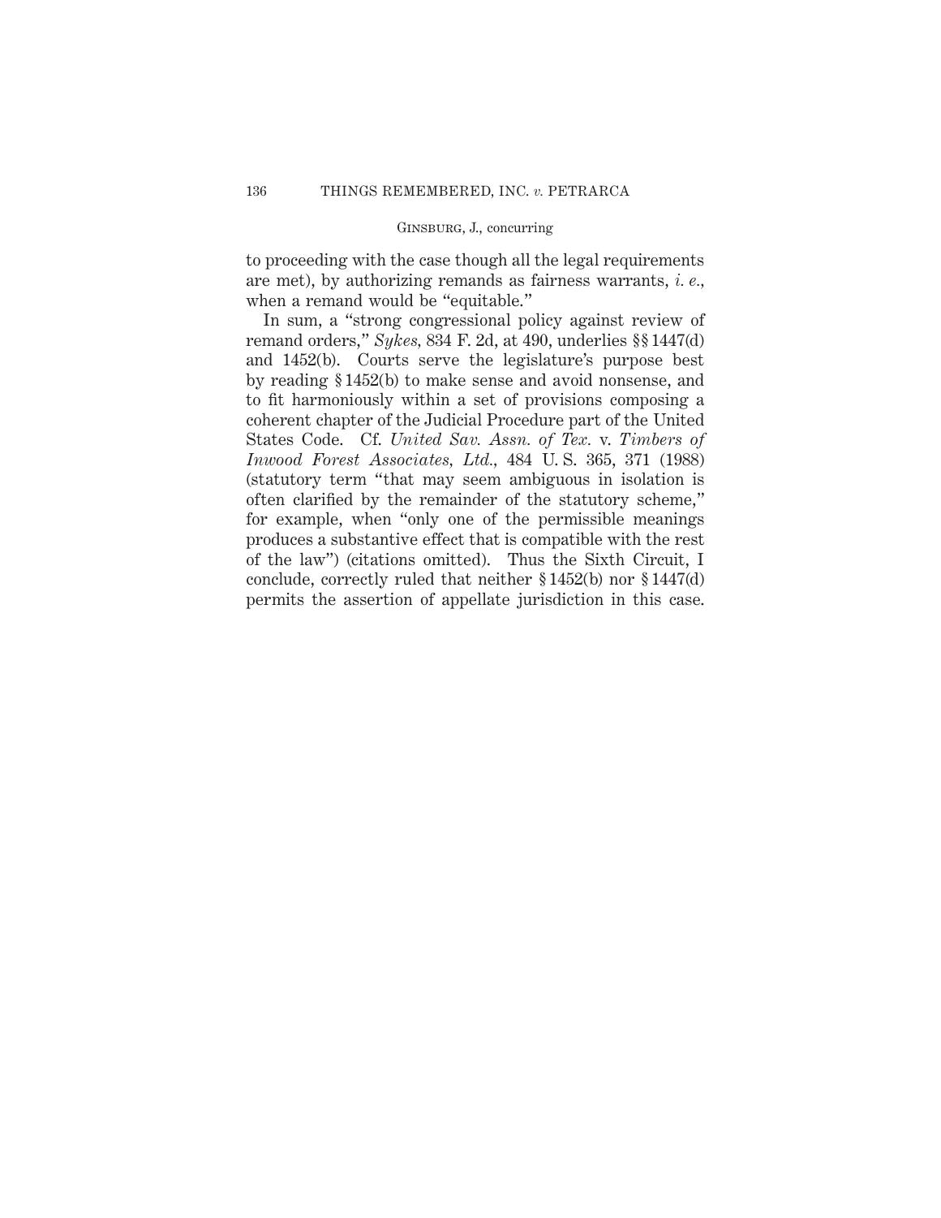to proceeding with the case though all the legal requirements are met), by authorizing remands as fairness warrants, *i. e.*, when a remand would be "equitable."

In sum, a "strong congressional policy against review of remand orders," *Sykes*, 834 F. 2d, at 490, underlies §§ 1447(d) and 1452(b). Courts serve the legislature's purpose best by reading § 1452(b) to make sense and avoid nonsense, and to fit harmoniously within a set of provisions composing a coherent chapter of the Judicial Procedure part of the United States Code. Cf. *United Sav. Assn. of Tex.* v. *Timbers of Inwood Forest Associates, Ltd.*, 484 U. S. 365, 371 (1988) (statutory term "that may seem ambiguous in isolation is often clarified by the remainder of the statutory scheme," for example, when "only one of the permissible meanings produces a substantive effect that is compatible with the rest of the law") (citations omitted). Thus the Sixth Circuit, I conclude, correctly ruled that neither § 1452(b) nor § 1447(d) permits the assertion of appellate jurisdiction in this case.